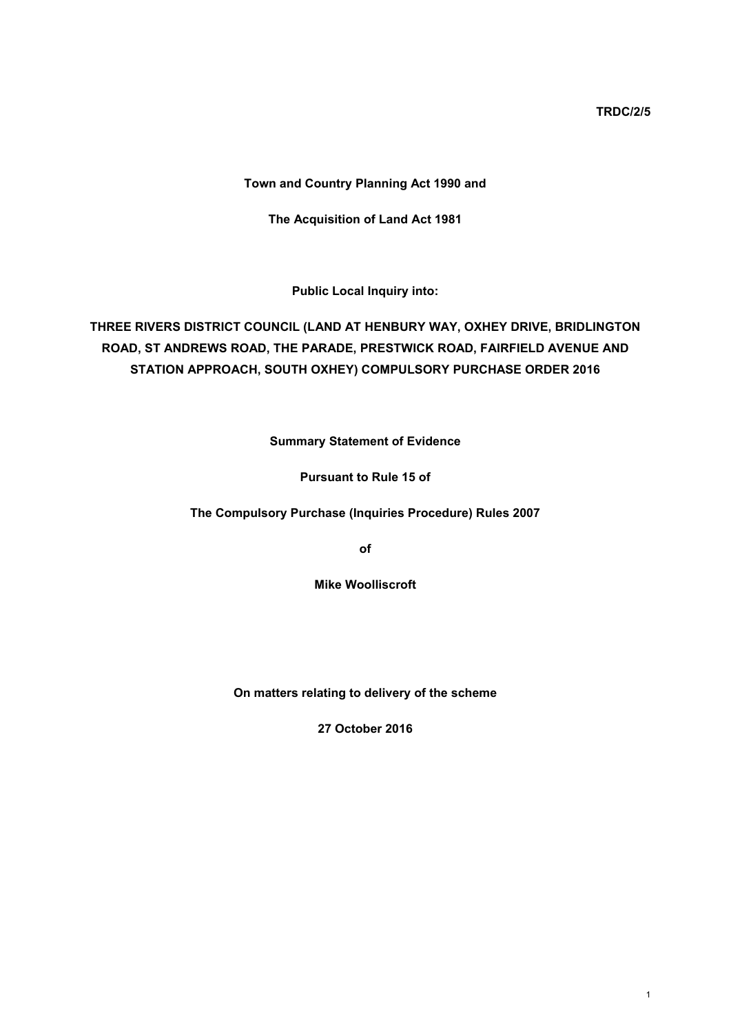**TRDC/2/5**

**Town and Country Planning Act 1990 and**

**The Acquisition of Land Act 1981**

**Public Local Inquiry into:**

**THREE RIVERS DISTRICT COUNCIL (LAND AT HENBURY WAY, OXHEY DRIVE, BRIDLINGTON ROAD, ST ANDREWS ROAD, THE PARADE, PRESTWICK ROAD, FAIRFIELD AVENUE AND STATION APPROACH, SOUTH OXHEY) COMPULSORY PURCHASE ORDER 2016**

**Summary Statement of Evidence**

**Pursuant to Rule 15 of**

**The Compulsory Purchase (Inquiries Procedure) Rules 2007**

**of**

**Mike Woolliscroft**

**On matters relating to delivery of the scheme**

**27 October 2016**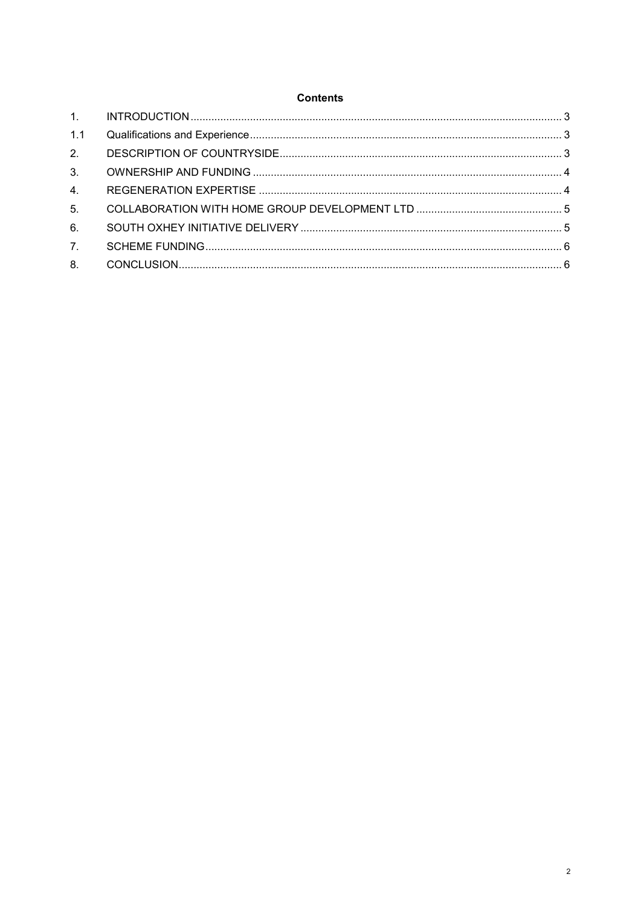**Contents**

| | | |
|---|---|---|
| 1. | INTRODUCTION | 3 |
| 1.1 | Qualifications and Experience | 3 |
| 2. | DESCRIPTION OF COUNTRYSIDE | 3 |
| 3. | OWNERSHIP AND FUNDING | 4 |
| 4. | REGENERATION EXPERTISE | 4 |
| 5. | COLLABORATION WITH HOME GROUP DEVELOPMENT LTD | 5 |
| 6. | SOUTH OXHEY INITIATIVE DELIVERY | 5 |
| 7. | SCHEME FUNDING | 6 |
| 8. | CONCLUSION | 6 |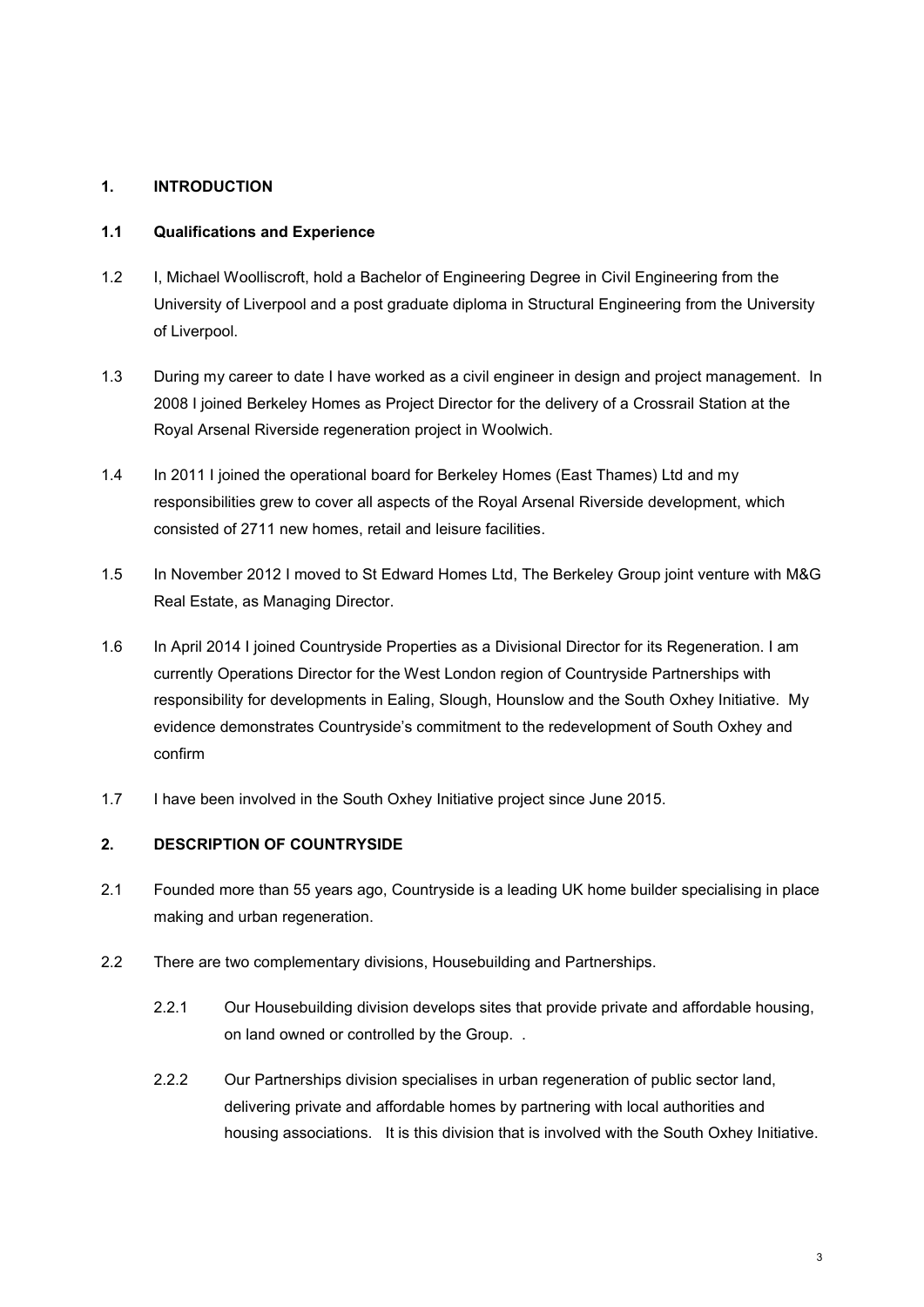## 1. INTRODUCTION

### 1.1 Qualifications and Experience

1.2 I, Michael Woolliscroft, hold a Bachelor of Engineering Degree in Civil Engineering from the University of Liverpool and a post graduate diploma in Structural Engineering from the University of Liverpool.

1.3 During my career to date I have worked as a civil engineer in design and project management. In 2008 I joined Berkeley Homes as Project Director for the delivery of a Crossrail Station at the Royal Arsenal Riverside regeneration project in Woolwich.

1.4 In 2011 I joined the operational board for Berkeley Homes (East Thames) Ltd and my responsibilities grew to cover all aspects of the Royal Arsenal Riverside development, which consisted of 2711 new homes, retail and leisure facilities.

1.5 In November 2012 I moved to St Edward Homes Ltd, The Berkeley Group joint venture with M&G Real Estate, as Managing Director.

1.6 In April 2014 I joined Countryside Properties as a Divisional Director for its Regeneration. I am currently Operations Director for the West London region of Countryside Partnerships with responsibility for developments in Ealing, Slough, Hounslow and the South Oxhey Initiative. My evidence demonstrates Countryside's commitment to the redevelopment of South Oxhey and confirm

1.7 I have been involved in the South Oxhey Initiative project since June 2015.

## 2. DESCRIPTION OF COUNTRYSIDE

2.1 Founded more than 55 years ago, Countryside is a leading UK home builder specialising in place making and urban regeneration.

2.2 There are two complementary divisions, Housebuilding and Partnerships.

2.2.1 Our Housebuilding division develops sites that provide private and affordable housing, on land owned or controlled by the Group. .

2.2.2 Our Partnerships division specialises in urban regeneration of public sector land, delivering private and affordable homes by partnering with local authorities and housing associations. It is this division that is involved with the South Oxhey Initiative.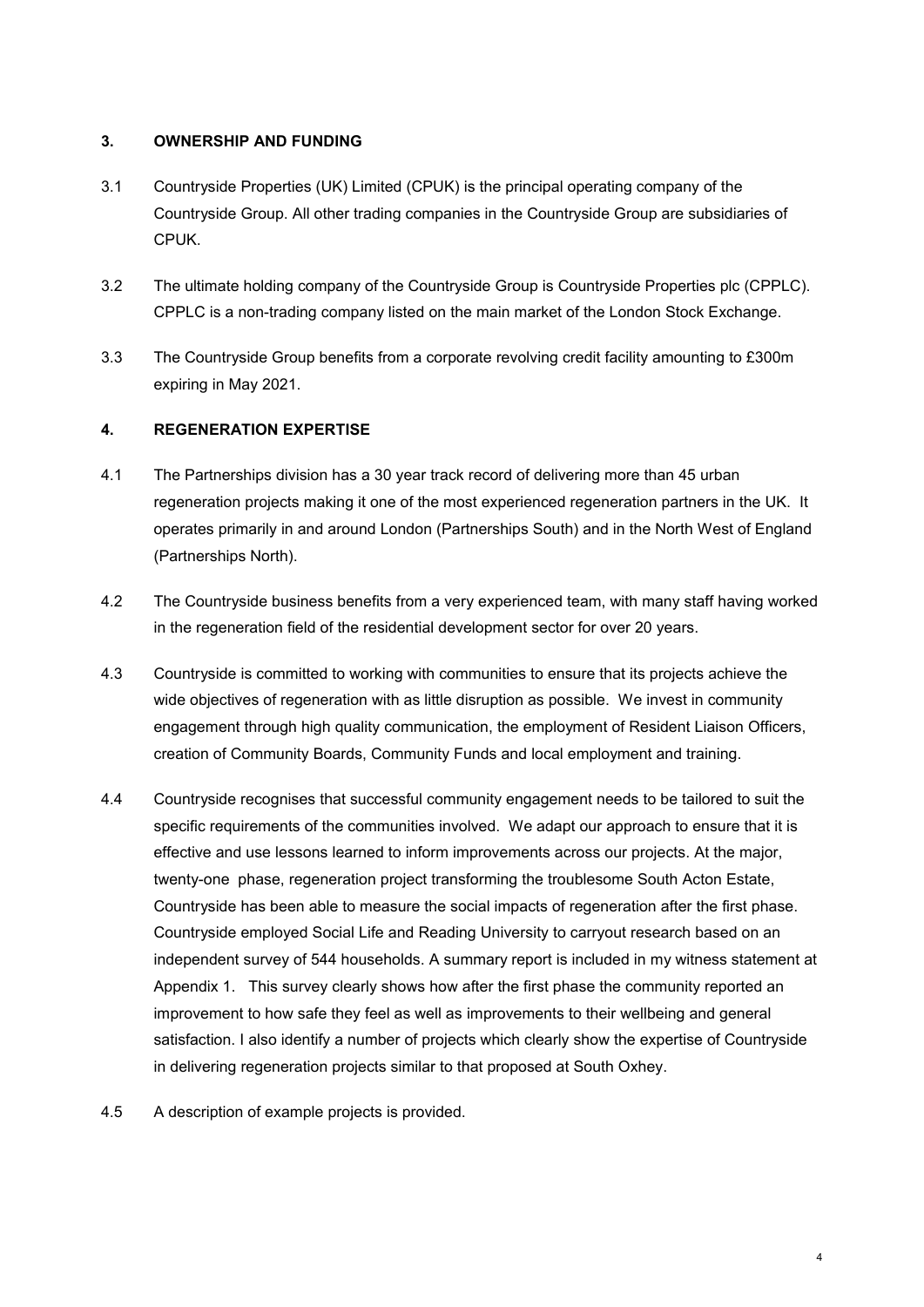## 3. OWNERSHIP AND FUNDING

3.1 Countryside Properties (UK) Limited (CPUK) is the principal operating company of the Countryside Group. All other trading companies in the Countryside Group are subsidiaries of CPUK.

3.2 The ultimate holding company of the Countryside Group is Countryside Properties plc (CPPLC). CPPLC is a non-trading company listed on the main market of the London Stock Exchange.

3.3 The Countryside Group benefits from a corporate revolving credit facility amounting to £300m expiring in May 2021.

## 4. REGENERATION EXPERTISE

4.1 The Partnerships division has a 30 year track record of delivering more than 45 urban regeneration projects making it one of the most experienced regeneration partners in the UK. It operates primarily in and around London (Partnerships South) and in the North West of England (Partnerships North).

4.2 The Countryside business benefits from a very experienced team, with many staff having worked in the regeneration field of the residential development sector for over 20 years.

4.3 Countryside is committed to working with communities to ensure that its projects achieve the wide objectives of regeneration with as little disruption as possible. We invest in community engagement through high quality communication, the employment of Resident Liaison Officers, creation of Community Boards, Community Funds and local employment and training.

4.4 Countryside recognises that successful community engagement needs to be tailored to suit the specific requirements of the communities involved. We adapt our approach to ensure that it is effective and use lessons learned to inform improvements across our projects. At the major, twenty-one phase, regeneration project transforming the troublesome South Acton Estate, Countryside has been able to measure the social impacts of regeneration after the first phase. Countryside employed Social Life and Reading University to carryout research based on an independent survey of 544 households. A summary report is included in my witness statement at Appendix 1. This survey clearly shows how after the first phase the community reported an improvement to how safe they feel as well as improvements to their wellbeing and general satisfaction. I also identify a number of projects which clearly show the expertise of Countryside in delivering regeneration projects similar to that proposed at South Oxhey.

4.5 A description of example projects is provided.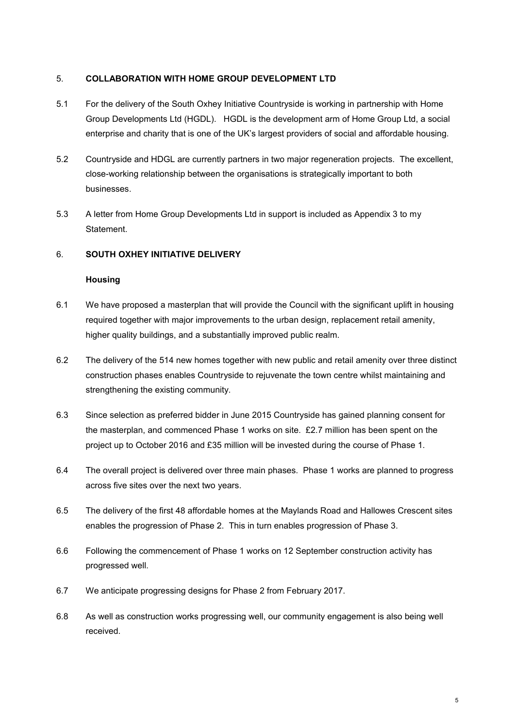## 5. COLLABORATION WITH HOME GROUP DEVELOPMENT LTD

5.1 For the delivery of the South Oxhey Initiative Countryside is working in partnership with Home Group Developments Ltd (HGDL). HGDL is the development arm of Home Group Ltd, a social enterprise and charity that is one of the UK's largest providers of social and affordable housing.

5.2 Countryside and HDGL are currently partners in two major regeneration projects. The excellent, close-working relationship between the organisations is strategically important to both businesses.

5.3 A letter from Home Group Developments Ltd in support is included as Appendix 3 to my Statement.

## 6. SOUTH OXHEY INITIATIVE DELIVERY

### Housing

6.1 We have proposed a masterplan that will provide the Council with the significant uplift in housing required together with major improvements to the urban design, replacement retail amenity, higher quality buildings, and a substantially improved public realm.

6.2 The delivery of the 514 new homes together with new public and retail amenity over three distinct construction phases enables Countryside to rejuvenate the town centre whilst maintaining and strengthening the existing community.

6.3 Since selection as preferred bidder in June 2015 Countryside has gained planning consent for the masterplan, and commenced Phase 1 works on site. £2.7 million has been spent on the project up to October 2016 and £35 million will be invested during the course of Phase 1.

6.4 The overall project is delivered over three main phases. Phase 1 works are planned to progress across five sites over the next two years.

6.5 The delivery of the first 48 affordable homes at the Maylands Road and Hallowes Crescent sites enables the progression of Phase 2. This in turn enables progression of Phase 3.

6.6 Following the commencement of Phase 1 works on 12 September construction activity has progressed well.

6.7 We anticipate progressing designs for Phase 2 from February 2017.

6.8 As well as construction works progressing well, our community engagement is also being well received.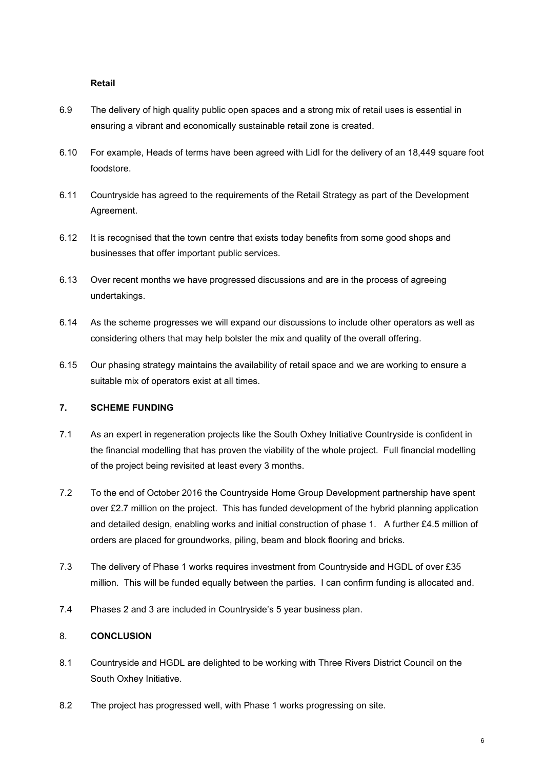### Retail

6.9 The delivery of high quality public open spaces and a strong mix of retail uses is essential in ensuring a vibrant and economically sustainable retail zone is created.

6.10 For example, Heads of terms have been agreed with Lidl for the delivery of an 18,449 square foot foodstore.

6.11 Countryside has agreed to the requirements of the Retail Strategy as part of the Development Agreement.

6.12 It is recognised that the town centre that exists today benefits from some good shops and businesses that offer important public services.

6.13 Over recent months we have progressed discussions and are in the process of agreeing undertakings.

6.14 As the scheme progresses we will expand our discussions to include other operators as well as considering others that may help bolster the mix and quality of the overall offering.

6.15 Our phasing strategy maintains the availability of retail space and we are working to ensure a suitable mix of operators exist at all times.

## 7. SCHEME FUNDING

7.1 As an expert in regeneration projects like the South Oxhey Initiative Countryside is confident in the financial modelling that has proven the viability of the whole project. Full financial modelling of the project being revisited at least every 3 months.

7.2 To the end of October 2016 the Countryside Home Group Development partnership have spent over £2.7 million on the project. This has funded development of the hybrid planning application and detailed design, enabling works and initial construction of phase 1. A further £4.5 million of orders are placed for groundworks, piling, beam and block flooring and bricks.

7.3 The delivery of Phase 1 works requires investment from Countryside and HGDL of over £35 million. This will be funded equally between the parties. I can confirm funding is allocated and.

7.4 Phases 2 and 3 are included in Countryside's 5 year business plan.

## 8. CONCLUSION

8.1 Countryside and HGDL are delighted to be working with Three Rivers District Council on the South Oxhey Initiative.

8.2 The project has progressed well, with Phase 1 works progressing on site.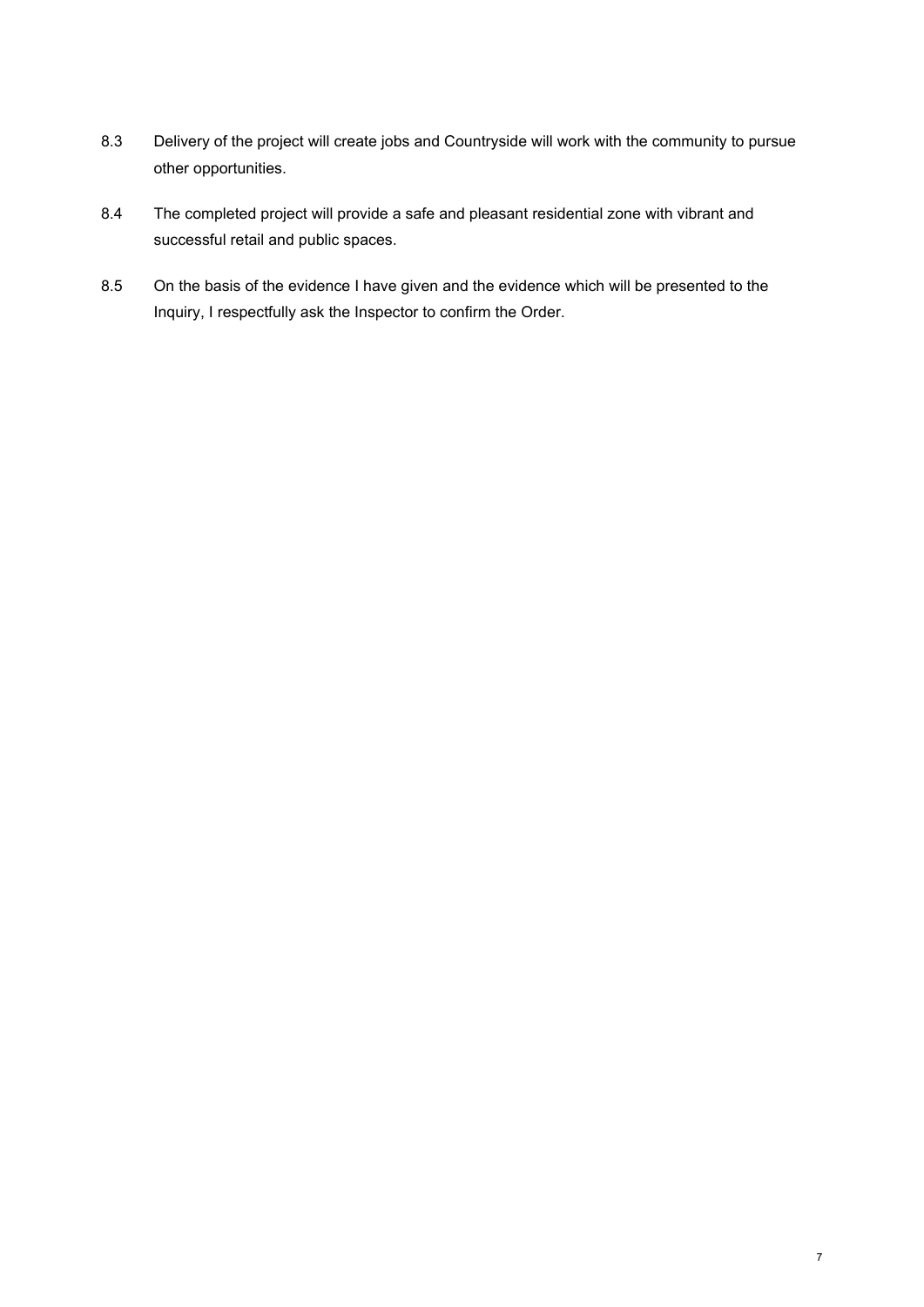8.3 Delivery of the project will create jobs and Countryside will work with the community to pursue other opportunities.

8.4 The completed project will provide a safe and pleasant residential zone with vibrant and successful retail and public spaces.

8.5 On the basis of the evidence I have given and the evidence which will be presented to the Inquiry, I respectfully ask the Inspector to confirm the Order.